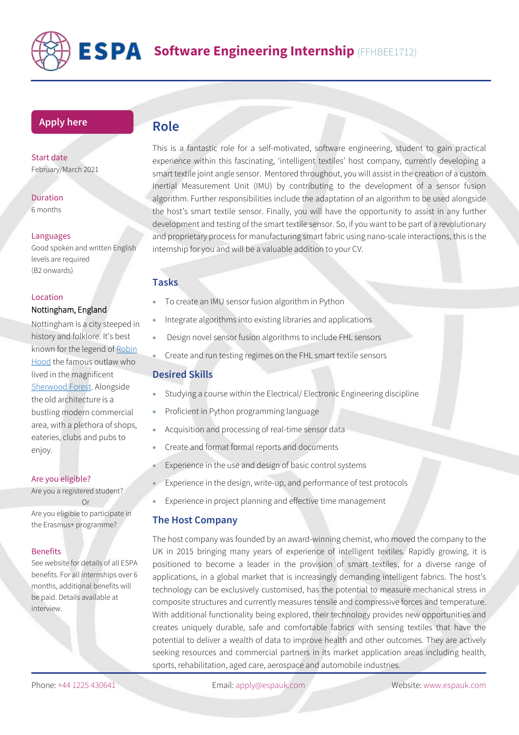# ESPA Software Engineering Internship (FFHBEE1712)

**Apply here**

**Start date**
February/March 2021

**Duration**
6 months

**Languages**
Good spoken and written English levels are required (B2 onwards)

**Location**
Nottingham, England

Nottingham is a city steeped in history and folklore. It's best known for the legend of Robin Hood the famous outlaw who lived in the magnificent Sherwood Forest. Alongside the old architecture is a bustling modern commercial area, with a plethora of shops, eateries, clubs and pubs to enjoy.

**Are you eligible?**
Are you a registered student?
Or
Are you eligible to participate in the Erasmus+ programme?

**Benefits**
See website for details of all ESPA benefits. For all internships over 6 months, additional benefits will be paid. Details available at interview.

## Role

This is a fantastic role for a self-motivated, software engineering, student to gain practical experience within this fascinating, 'intelligent textiles' host company, currently developing a smart textile joint angle sensor. Mentored throughout, you will assist in the creation of a custom Inertial Measurement Unit (IMU) by contributing to the development of a sensor fusion algorithm. Further responsibilities include the adaptation of an algorithm to be used alongside the host's smart textile sensor. Finally, you will have the opportunity to assist in any further development and testing of the smart textile sensor. So, if you want to be part of a revolutionary and proprietary process for manufacturing smart fabric using nano-scale interactions, this is the internship for you and will be a valuable addition to your CV.

### Tasks

- To create an IMU sensor fusion algorithm in Python
- Integrate algorithms into existing libraries and applications
- Design novel sensor fusion algorithms to include FHL sensors
- Create and run testing regimes on the FHL smart textile sensors

### Desired Skills

- Studying a course within the Electrical/ Electronic Engineering discipline
- Proficient in Python programming language
- Acquisition and processing of real-time sensor data
- Create and format formal reports and documents
- Experience in the use and design of basic control systems
- Experience in the design, write-up, and performance of test protocols
- Experience in project planning and effective time management

### The Host Company

The host company was founded by an award-winning chemist, who moved the company to the UK in 2015 bringing many years of experience of intelligent textiles. Rapidly growing, it is positioned to become a leader in the provision of smart textiles, for a diverse range of applications, in a global market that is increasingly demanding intelligent fabrics. The host's technology can be exclusively customised, has the potential to measure mechanical stress in composite structures and currently measures tensile and compressive forces and temperature. With additional functionality being explored, their technology provides new opportunities and creates uniquely durable, safe and comfortable fabrics with sensing textiles that have the potential to deliver a wealth of data to improve health and other outcomes. They are actively seeking resources and commercial partners in its market application areas including health, sports, rehabilitation, aged care, aerospace and automobile industries.

Phone: +44 1225 430641 Email: apply@espauk.com Website: www.espauk.com